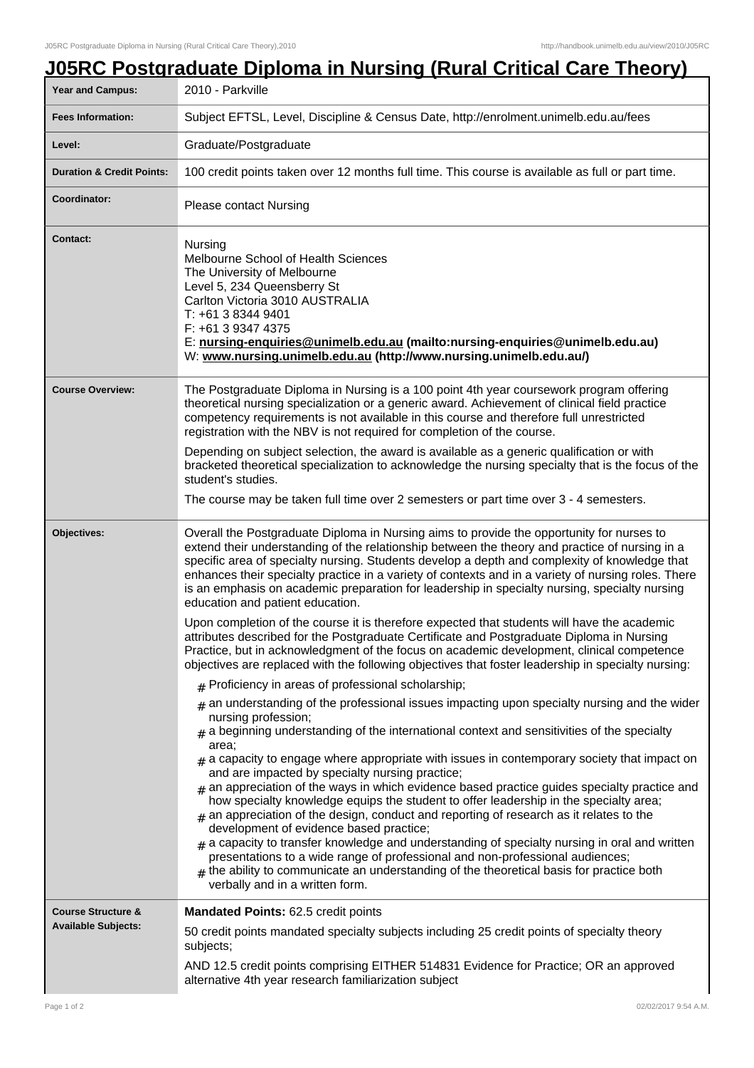# J05RC Postgraduate Diploma in Nursing (Rural Critical Care Theory)

| | |
|---|---|
| **Year and Campus:** | 2010 - Parkville |
| **Fees Information:** | Subject EFTSL, Level, Discipline & Census Date, http://enrolment.unimelb.edu.au/fees |
| **Level:** | Graduate/Postgraduate |
| **Duration & Credit Points:** | 100 credit points taken over 12 months full time. This course is available as full or part time. |
| **Coordinator:** | Please contact Nursing |
| **Contact:** | Nursing<br>Melbourne School of Health Sciences<br>The University of Melbourne<br>Level 5, 234 Queensberry St<br>Carlton Victoria 3010 AUSTRALIA<br>T: +61 3 8344 9401<br>F: +61 3 9347 4375<br>E: **nursing-enquiries@unimelb.edu.au (mailto:nursing-enquiries@unimelb.edu.au)**<br>W: **www.nursing.unimelb.edu.au (http://www.nursing.unimelb.edu.au/)** |
| **Course Overview:** | The Postgraduate Diploma in Nursing is a 100 point 4th year coursework program offering theoretical nursing specialization or a generic award. Achievement of clinical field practice competency requirements is not available in this course and therefore full unrestricted registration with the NBV is not required for completion of the course.<br><br>Depending on subject selection, the award is available as a generic qualification or with bracketed theoretical specialization to acknowledge the nursing specialty that is the focus of the student's studies.<br><br>The course may be taken full time over 2 semesters or part time over 3 - 4 semesters. |
| **Objectives:** | Overall the Postgraduate Diploma in Nursing aims to provide the opportunity for nurses to extend their understanding of the relationship between the theory and practice of nursing in a specific area of specialty nursing. Students develop a depth and complexity of knowledge that enhances their specialty practice in a variety of contexts and in a variety of nursing roles. There is an emphasis on academic preparation for leadership in specialty nursing, specialty nursing education and patient education.<br><br>Upon completion of the course it is therefore expected that students will have the academic attributes described for the Postgraduate Certificate and Postgraduate Diploma in Nursing Practice, but in acknowledgment of the focus on academic development, clinical competence objectives are replaced with the following objectives that foster leadership in specialty nursing:<br><br># Proficiency in areas of professional scholarship;<br># an understanding of the professional issues impacting upon specialty nursing and the wider nursing profession;<br># a beginning understanding of the international context and sensitivities of the specialty area;<br># a capacity to engage where appropriate with issues in contemporary society that impact on and are impacted by specialty nursing practice;<br># an appreciation of the ways in which evidence based practice guides specialty practice and how specialty knowledge equips the student to offer leadership in the specialty area;<br># an appreciation of the design, conduct and reporting of research as it relates to the development of evidence based practice;<br># a capacity to transfer knowledge and understanding of specialty nursing in oral and written presentations to a wide range of professional and non-professional audiences;<br># the ability to communicate an understanding of the theoretical basis for practice both verbally and in a written form. |
| **Course Structure & Available Subjects:** | **Mandated Points:** 62.5 credit points<br><br>50 credit points mandated specialty subjects including 25 credit points of specialty theory subjects;<br><br>AND 12.5 credit points comprising EITHER 514831 Evidence for Practice; OR an approved alternative 4th year research familiarization subject |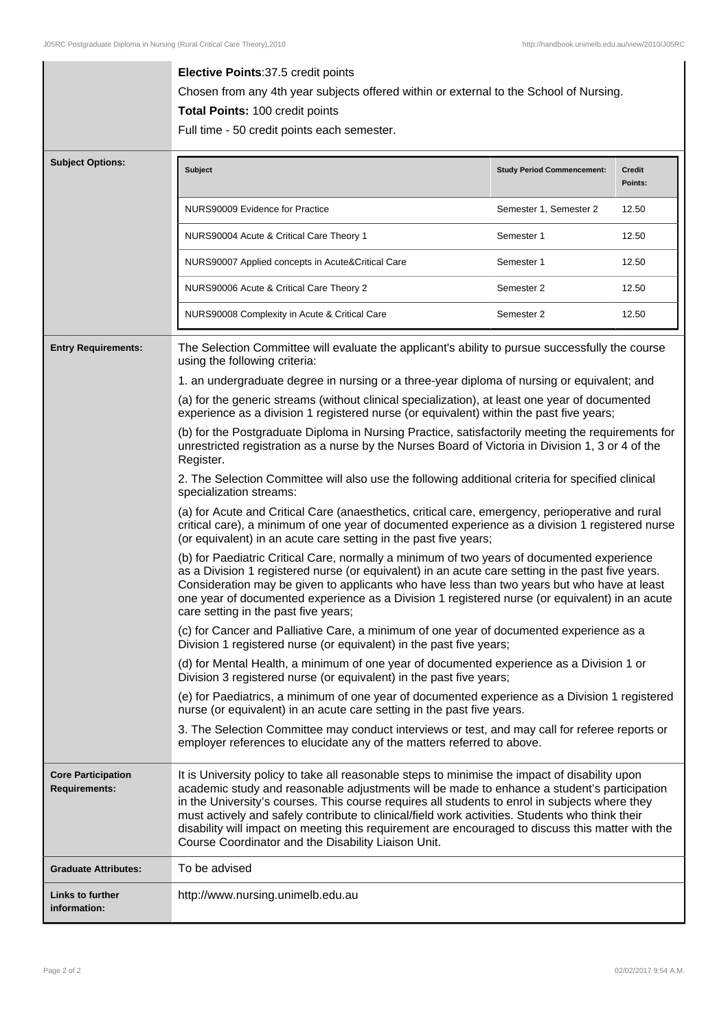**Elective Points**:37.5 credit points

Chosen from any 4th year subjects offered within or external to the School of Nursing.

**Total Points:** 100 credit points

Full time - 50 credit points each semester.

**Subject Options:**

| Subject | Study Period Commencement: | Credit Points: |
|---|---|---|
| NURS90009 Evidence for Practice | Semester 1, Semester 2 | 12.50 |
| NURS90004 Acute & Critical Care Theory 1 | Semester 1 | 12.50 |
| NURS90007 Applied concepts in Acute&Critical Care | Semester 1 | 12.50 |
| NURS90006 Acute & Critical Care Theory 2 | Semester 2 | 12.50 |
| NURS90008 Complexity in Acute & Critical Care | Semester 2 | 12.50 |

**Entry Requirements:**

The Selection Committee will evaluate the applicant's ability to pursue successfully the course using the following criteria:

1. an undergraduate degree in nursing or a three-year diploma of nursing or equivalent; and

(a) for the generic streams (without clinical specialization), at least one year of documented experience as a division 1 registered nurse (or equivalent) within the past five years;

(b) for the Postgraduate Diploma in Nursing Practice, satisfactorily meeting the requirements for unrestricted registration as a nurse by the Nurses Board of Victoria in Division 1, 3 or 4 of the Register.

2. The Selection Committee will also use the following additional criteria for specified clinical specialization streams:

(a) for Acute and Critical Care (anaesthetics, critical care, emergency, perioperative and rural critical care), a minimum of one year of documented experience as a division 1 registered nurse (or equivalent) in an acute care setting in the past five years;

(b) for Paediatric Critical Care, normally a minimum of two years of documented experience as a Division 1 registered nurse (or equivalent) in an acute care setting in the past five years. Consideration may be given to applicants who have less than two years but who have at least one year of documented experience as a Division 1 registered nurse (or equivalent) in an acute care setting in the past five years;

(c) for Cancer and Palliative Care, a minimum of one year of documented experience as a Division 1 registered nurse (or equivalent) in the past five years;

(d) for Mental Health, a minimum of one year of documented experience as a Division 1 or Division 3 registered nurse (or equivalent) in the past five years;

(e) for Paediatrics, a minimum of one year of documented experience as a Division 1 registered nurse (or equivalent) in an acute care setting in the past five years.

3. The Selection Committee may conduct interviews or test, and may call for referee reports or employer references to elucidate any of the matters referred to above.

**Core Participation Requirements:**

It is University policy to take all reasonable steps to minimise the impact of disability upon academic study and reasonable adjustments will be made to enhance a student's participation in the University's courses. This course requires all students to enrol in subjects where they must actively and safely contribute to clinical/field work activities. Students who think their disability will impact on meeting this requirement are encouraged to discuss this matter with the Course Coordinator and the Disability Liaison Unit.

**Graduate Attributes:**

To be advised

**Links to further information:**

http://www.nursing.unimelb.edu.au